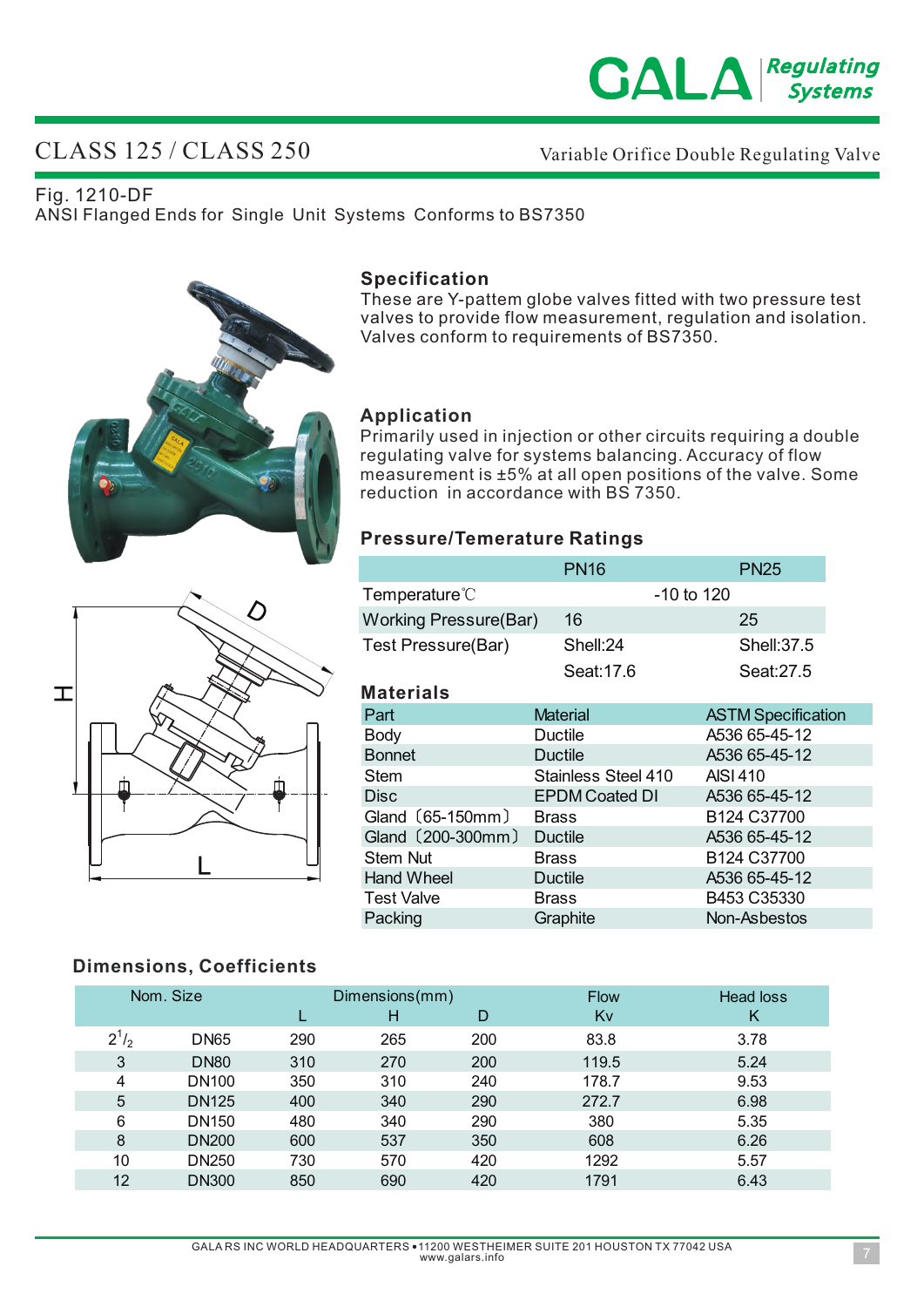# CLASS 125 / CLASS 250

Variable Orifice Double Regulating Valve

Fig. 1210-DF

ANSI Flanged Ends for Single Unit Systems Conforms to BS7350

### Specification

These are Y-pattem globe valves fitted with two pressure test valves to provide flow measurement, regulation and isolation. Valves conform to requirements of BS7350.

### Application

Primarily used in injection or other circuits requiring a double regulating valve for systems balancing. Accuracy of flow measurement is ±5% at all open positions of the valve. Some reduction in accordance with BS 7350.

### Pressure/Temerature Ratings

| | PN16 | PN25 |
|---|---|---|
| Temperature℃ | -10 to 120 | |
| Working Pressure(Bar) | 16 | 25 |
| Test Pressure(Bar) | Shell:24 | Shell:37.5 |
| | Seat:17.6 | Seat:27.5 |

### Materials

| Part | Material | ASTM Specification |
|---|---|---|
| Body | Ductile | A536 65-45-12 |
| Bonnet | Ductile | A536 65-45-12 |
| Stem | Stainless Steel 410 | AISI 410 |
| Disc | EPDM Coated DI | A536 65-45-12 |
| Gland〔65-150mm〕 | Brass | B124 C37700 |
| Gland〔200-300mm〕 | Ductile | A536 65-45-12 |
| Stem Nut | Brass | B124 C37700 |
| Hand Wheel | Ductile | A536 65-45-12 |
| Test Valve | Brass | B453 C35330 |
| Packing | Graphite | Non-Asbestos |

### Dimensions, Coefficients

| Nom. Size | | Dimensions(mm) | | | Flow | Head loss |
|---|---|---|---|---|---|---|
| | | L | H | D | Kv | K |
| $2^1/_2$ | DN65 | 290 | 265 | 200 | 83.8 | 3.78 |
| 3 | DN80 | 310 | 270 | 200 | 119.5 | 5.24 |
| 4 | DN100 | 350 | 310 | 240 | 178.7 | 9.53 |
| 5 | DN125 | 400 | 340 | 290 | 272.7 | 6.98 |
| 6 | DN150 | 480 | 340 | 290 | 380 | 5.35 |
| 8 | DN200 | 600 | 537 | 350 | 608 | 6.26 |
| 10 | DN250 | 730 | 570 | 420 | 1292 | 5.57 |
| 12 | DN300 | 850 | 690 | 420 | 1791 | 6.43 |

GALA RS INC WORLD HEADQUARTERS • 11200 WESTHEIMER SUITE 201 HOUSTON TX 77042 USA
www.galars.info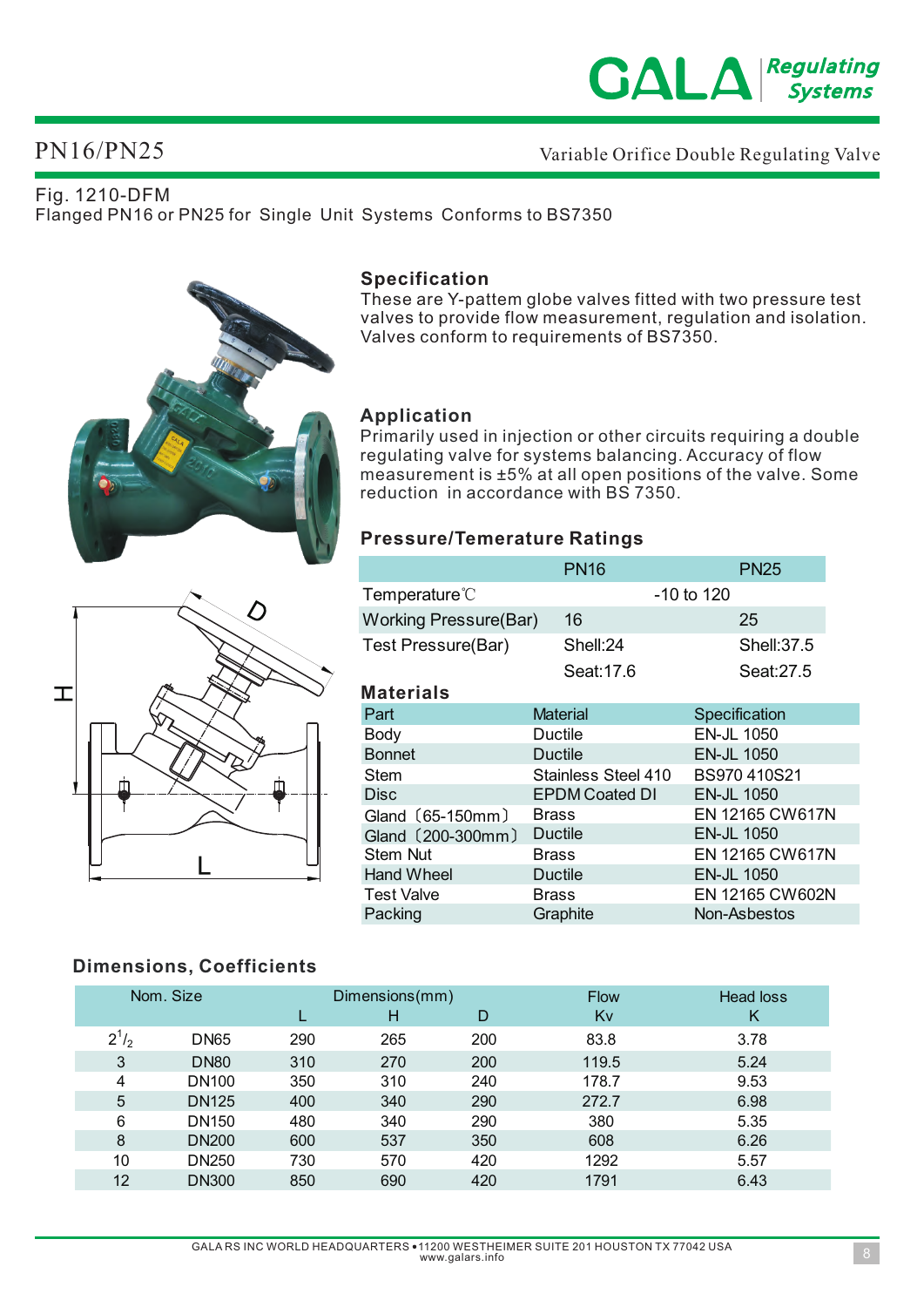# PN16/PN25

Variable Orifice Double Regulating Valve

Fig. 1210-DFM
Flanged PN16 or PN25 for Single Unit Systems Conforms to BS7350

D

H

L

## Specification

These are Y-pattem globe valves fitted with two pressure test valves to provide flow measurement, regulation and isolation. Valves conform to requirements of BS7350.

## Application

Primarily used in injection or other circuits requiring a double regulating valve for systems balancing. Accuracy of flow measurement is ±5% at all open positions of the valve. Some reduction in accordance with BS 7350.

## Pressure/Temerature Ratings

| | PN16 | PN25 |
|---|---|---|
| Temperature℃ | -10 to 120 | |
| Working Pressure(Bar) | 16 | 25 |
| Test Pressure(Bar) | Shell:24 | Shell:37.5 |
| | Seat:17.6 | Seat:27.5 |

## Materials

| Part | Material | Specification |
|---|---|---|
| Body | Ductile | EN-JL 1050 |
| Bonnet | Ductile | EN-JL 1050 |
| Stem | Stainless Steel 410 | BS970 410S21 |
| Disc | EPDM Coated DI | EN-JL 1050 |
| Gland〔65-150mm〕 | Brass | EN 12165 CW617N |
| Gland〔200-300mm〕 | Ductile | EN-JL 1050 |
| Stem Nut | Brass | EN 12165 CW617N |
| Hand Wheel | Ductile | EN-JL 1050 |
| Test Valve | Brass | EN 12165 CW602N |
| Packing | Graphite | Non-Asbestos |

## Dimensions, Coefficients

| Nom. Size | | Dimensions(mm) | | | Flow | Head loss |
|---|---|---|---|---|---|---|
| | | L | H | D | Kv | K |
| $2^1/_2$ | DN65 | 290 | 265 | 200 | 83.8 | 3.78 |
| 3 | DN80 | 310 | 270 | 200 | 119.5 | 5.24 |
| 4 | DN100 | 350 | 310 | 240 | 178.7 | 9.53 |
| 5 | DN125 | 400 | 340 | 290 | 272.7 | 6.98 |
| 6 | DN150 | 480 | 340 | 290 | 380 | 5.35 |
| 8 | DN200 | 600 | 537 | 350 | 608 | 6.26 |
| 10 | DN250 | 730 | 570 | 420 | 1292 | 5.57 |
| 12 | DN300 | 850 | 690 | 420 | 1791 | 6.43 |

GALA RS INC WORLD HEADQUARTERS • 11200 WESTHEIMER SUITE 201 HOUSTON TX 77042 USA
www.galars.info